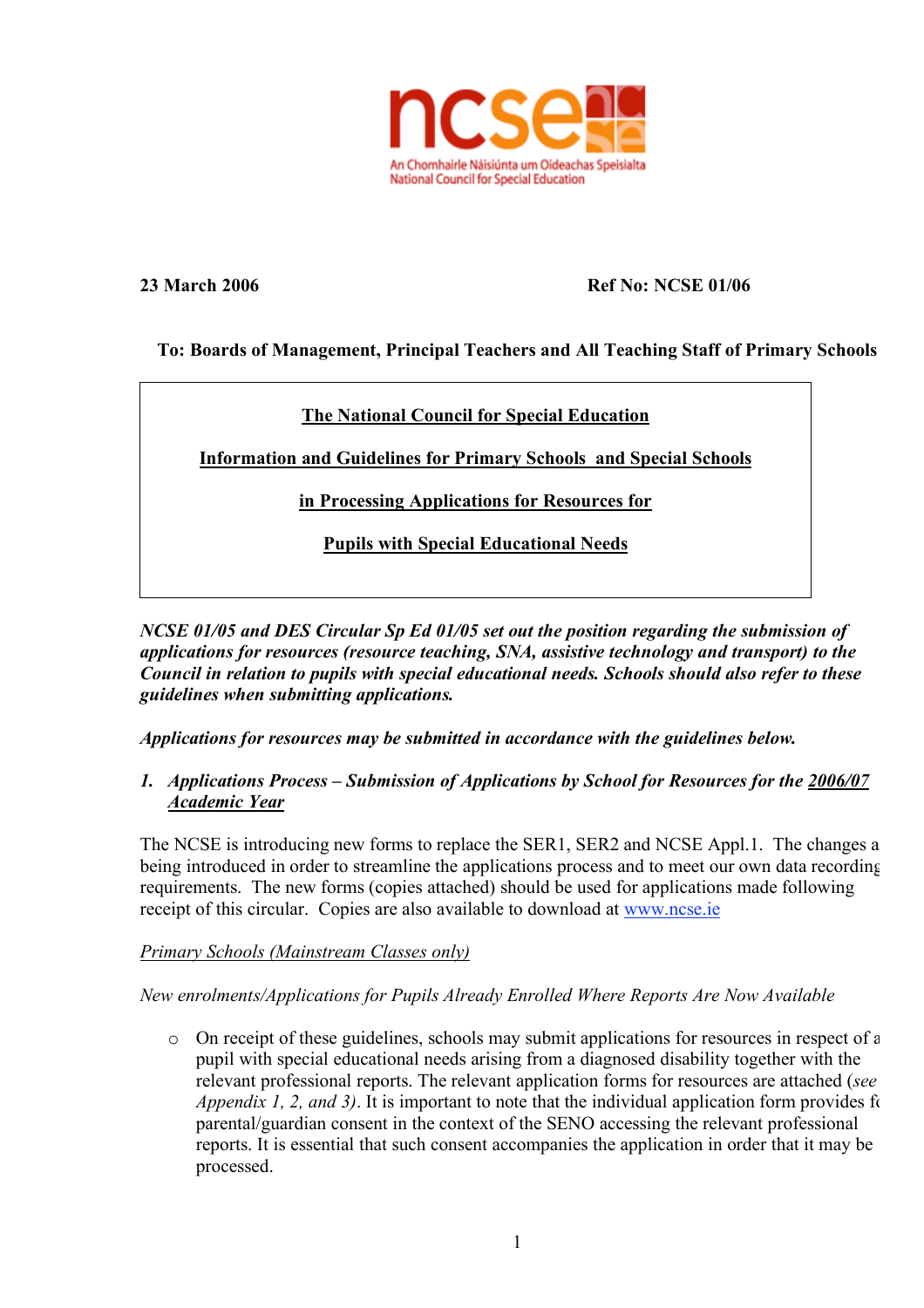ncse
An Chomhairle Náisiúnta um Oideachas Speisialta
National Council for Special Education

**23 March 2006** **Ref No: NCSE 01/06**

**To: Boards of Management, Principal Teachers and All Teaching Staff of Primary Schools**

**<u>The National Council for Special Education</u>**

**<u>Information and Guidelines for Primary Schools and Special Schools</u>**

**<u>in Processing Applications for Resources for</u>**

**<u>Pupils with Special Educational Needs</u>**

***NCSE 01/05 and DES Circular Sp Ed 01/05 set out the position regarding the submission of applications for resources (resource teaching, SNA, assistive technology and transport) to the Council in relation to pupils with special educational needs. Schools should also refer to these guidelines when submitting applications.***

***Applications for resources may be submitted in accordance with the guidelines below.***

***1. Applications Process – Submission of Applications by School for Resources for the <u>2006/07 Academic Year</u>***

The NCSE is introducing new forms to replace the SER1, SER2 and NCSE Appl.1. The changes a being introduced in order to streamline the applications process and to meet our own data recording requirements. The new forms (copies attached) should be used for applications made following receipt of this circular. Copies are also available to download at www.ncse.ie

*<u>Primary Schools (Mainstream Classes only)</u>*

*New enrolments/Applications for Pupils Already Enrolled Where Reports Are Now Available*

- On receipt of these guidelines, schools may submit applications for resources in respect of a pupil with special educational needs arising from a diagnosed disability together with the relevant professional reports. The relevant application forms for resources are attached (*see Appendix 1, 2, and 3)*. It is important to note that the individual application form provides fo parental/guardian consent in the context of the SENO accessing the relevant professional reports. It is essential that such consent accompanies the application in order that it may be processed.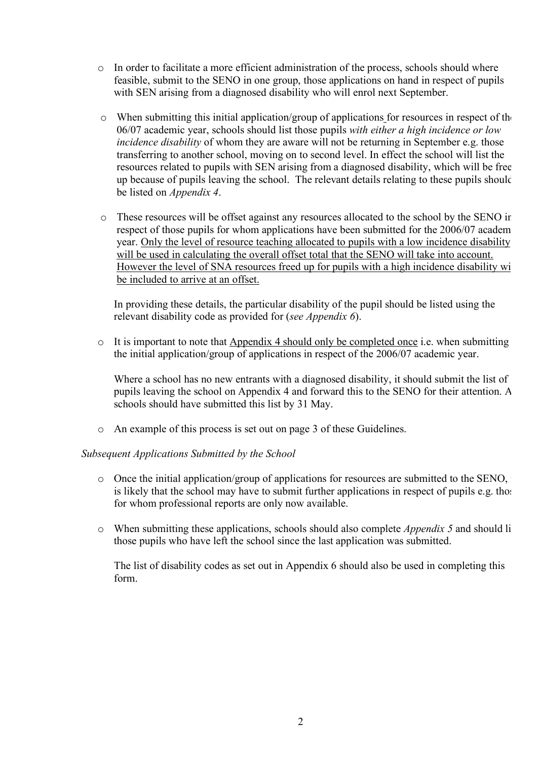- In order to facilitate a more efficient administration of the process, schools should where feasible, submit to the SENO in one group, those applications on hand in respect of pupils with SEN arising from a diagnosed disability who will enrol next September.

- When submitting this initial application/group of applications for resources in respect of the 06/07 academic year, schools should list those pupils *with either a high incidence or low incidence disability* of whom they are aware will not be returning in September e.g. those transferring to another school, moving on to second level. In effect the school will list the resources related to pupils with SEN arising from a diagnosed disability, which will be freed up because of pupils leaving the school. The relevant details relating to these pupils should be listed on *Appendix 4*.

- These resources will be offset against any resources allocated to the school by the SENO in respect of those pupils for whom applications have been submitted for the 2006/07 academic year. <u>Only the level of resource teaching allocated to pupils with a low incidence disability will be used in calculating the overall offset total that the SENO will take into account. However the level of SNA resources freed up for pupils with a high incidence disability will be included to arrive at an offset.</u>

  In providing these details, the particular disability of the pupil should be listed using the relevant disability code as provided for (*see Appendix 6*).

- It is important to note that <u>Appendix 4 should only be completed once</u> i.e. when submitting the initial application/group of applications in respect of the 2006/07 academic year.

  Where a school has no new entrants with a diagnosed disability, it should submit the list of pupils leaving the school on Appendix 4 and forward this to the SENO for their attention. All schools should have submitted this list by 31 May.

- An example of this process is set out on page 3 of these Guidelines.

*Subsequent Applications Submitted by the School*

- Once the initial application/group of applications for resources are submitted to the SENO, it is likely that the school may have to submit further applications in respect of pupils e.g. those for whom professional reports are only now available.

- When submitting these applications, schools should also complete *Appendix 5* and should list those pupils who have left the school since the last application was submitted.

  The list of disability codes as set out in Appendix 6 should also be used in completing this form.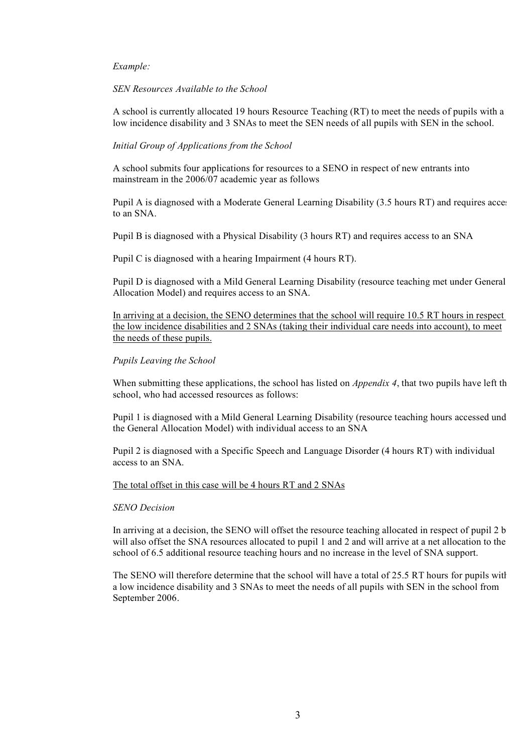*Example:*

*SEN Resources Available to the School*

A school is currently allocated 19 hours Resource Teaching (RT) to meet the needs of pupils with a low incidence disability and 3 SNAs to meet the SEN needs of all pupils with SEN in the school.

*Initial Group of Applications from the School*

A school submits four applications for resources to a SENO in respect of new entrants into mainstream in the 2006/07 academic year as follows

Pupil A is diagnosed with a Moderate General Learning Disability (3.5 hours RT) and requires acces to an SNA.

Pupil B is diagnosed with a Physical Disability (3 hours RT) and requires access to an SNA

Pupil C is diagnosed with a hearing Impairment (4 hours RT).

Pupil D is diagnosed with a Mild General Learning Disability (resource teaching met under General Allocation Model) and requires access to an SNA.

<u>In arriving at a decision, the SENO determines that the school will require 10.5 RT hours in respect the low incidence disabilities and 2 SNAs (taking their individual care needs into account), to meet the needs of these pupils.</u>

*Pupils Leaving the School*

When submitting these applications, the school has listed on *Appendix 4*, that two pupils have left th school, who had accessed resources as follows:

Pupil 1 is diagnosed with a Mild General Learning Disability (resource teaching hours accessed und the General Allocation Model) with individual access to an SNA

Pupil 2 is diagnosed with a Specific Speech and Language Disorder (4 hours RT) with individual access to an SNA.

<u>The total offset in this case will be 4 hours RT and 2 SNAs</u>

*SENO Decision*

In arriving at a decision, the SENO will offset the resource teaching allocated in respect of pupil 2 b will also offset the SNA resources allocated to pupil 1 and 2 and will arrive at a net allocation to the school of 6.5 additional resource teaching hours and no increase in the level of SNA support.

The SENO will therefore determine that the school will have a total of 25.5 RT hours for pupils with a low incidence disability and 3 SNAs to meet the needs of all pupils with SEN in the school from September 2006.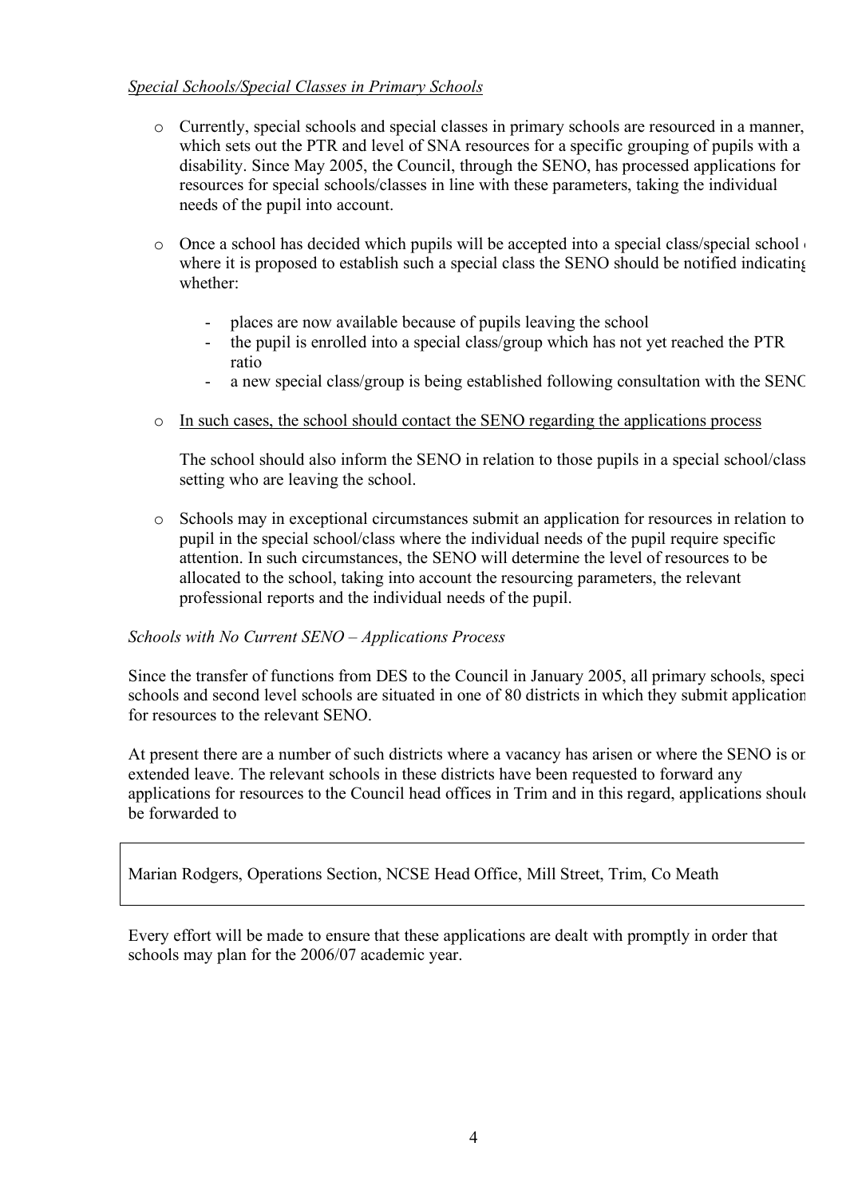*Special Schools/Special Classes in Primary Schools*

- Currently, special schools and special classes in primary schools are resourced in a manner, which sets out the PTR and level of SNA resources for a specific grouping of pupils with a disability. Since May 2005, the Council, through the SENO, has processed applications for resources for special schools/classes in line with these parameters, taking the individual needs of the pupil into account.

- Once a school has decided which pupils will be accepted into a special class/special school or where it is proposed to establish such a special class the SENO should be notified indicating whether:

  - places are now available because of pupils leaving the school
  - the pupil is enrolled into a special class/group which has not yet reached the PTR ratio
  - a new special class/group is being established following consultation with the SENO

- <u>In such cases, the school should contact the SENO regarding the applications process</u>

  The school should also inform the SENO in relation to those pupils in a special school/class setting who are leaving the school.

- Schools may in exceptional circumstances submit an application for resources in relation to a pupil in the special school/class where the individual needs of the pupil require specific attention. In such circumstances, the SENO will determine the level of resources to be allocated to the school, taking into account the resourcing parameters, the relevant professional reports and the individual needs of the pupil.

*Schools with No Current SENO – Applications Process*

Since the transfer of functions from DES to the Council in January 2005, all primary schools, special schools and second level schools are situated in one of 80 districts in which they submit applications for resources to the relevant SENO.

At present there are a number of such districts where a vacancy has arisen or where the SENO is on extended leave. The relevant schools in these districts have been requested to forward any applications for resources to the Council head offices in Trim and in this regard, applications should be forwarded to

| Marian Rodgers, Operations Section, NCSE Head Office, Mill Street, Trim, Co Meath |
|---|

Every effort will be made to ensure that these applications are dealt with promptly in order that schools may plan for the 2006/07 academic year.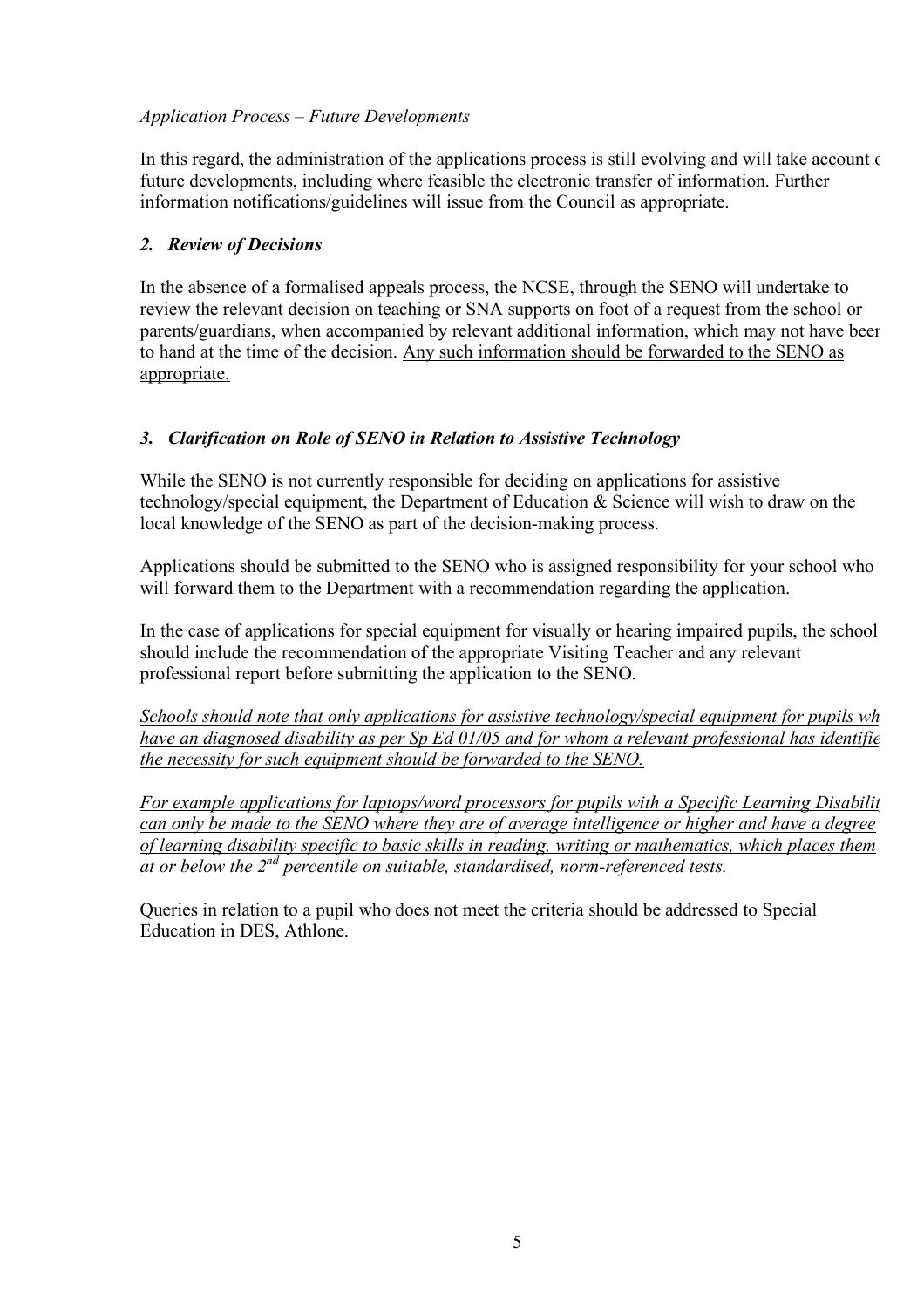*Application Process – Future Developments*

In this regard, the administration of the applications process is still evolving and will take account of future developments, including where feasible the electronic transfer of information. Further information notifications/guidelines will issue from the Council as appropriate.

### *2. Review of Decisions*

In the absence of a formalised appeals process, the NCSE, through the SENO will undertake to review the relevant decision on teaching or SNA supports on foot of a request from the school or parents/guardians, when accompanied by relevant additional information, which may not have been to hand at the time of the decision. <u>Any such information should be forwarded to the SENO as appropriate.</u>

### *3. Clarification on Role of SENO in Relation to Assistive Technology*

While the SENO is not currently responsible for deciding on applications for assistive technology/special equipment, the Department of Education & Science will wish to draw on the local knowledge of the SENO as part of the decision-making process.

Applications should be submitted to the SENO who is assigned responsibility for your school who will forward them to the Department with a recommendation regarding the application.

In the case of applications for special equipment for visually or hearing impaired pupils, the school should include the recommendation of the appropriate Visiting Teacher and any relevant professional report before submitting the application to the SENO.

<u>*Schools should note that only applications for assistive technology/special equipment for pupils who have an diagnosed disability as per Sp Ed 01/05 and for whom a relevant professional has identified the necessity for such equipment should be forwarded to the SENO.*</u>

<u>*For example applications for laptops/word processors for pupils with a Specific Learning Disability can only be made to the SENO where they are of average intelligence or higher and have a degree of learning disability specific to basic skills in reading, writing or mathematics, which places them at or below the 2nd percentile on suitable, standardised, norm-referenced tests.*</u>

Queries in relation to a pupil who does not meet the criteria should be addressed to Special Education in DES, Athlone.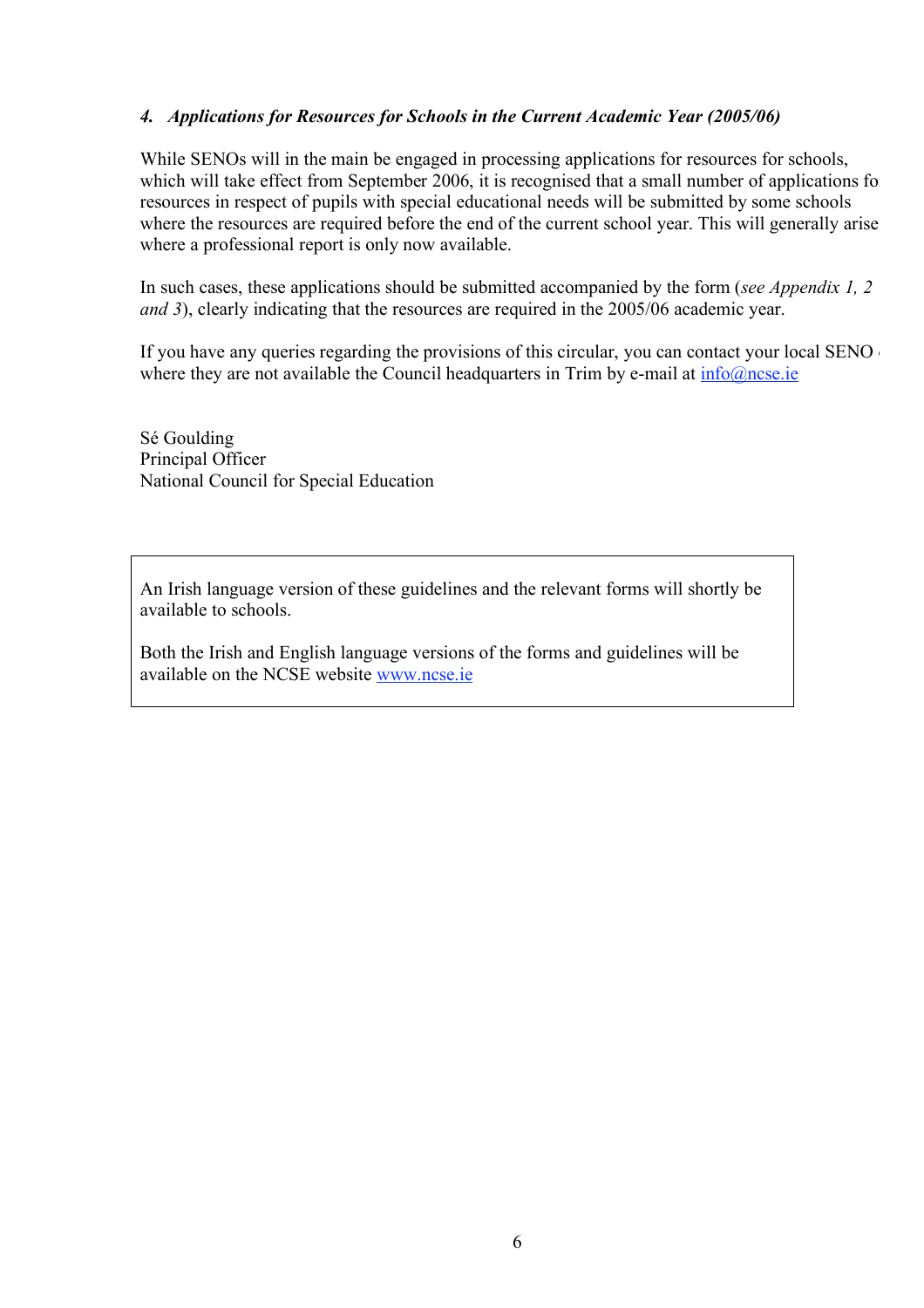### *4. Applications for Resources for Schools in the Current Academic Year (2005/06)*

While SENOs will in the main be engaged in processing applications for resources for schools, which will take effect from September 2006, it is recognised that a small number of applications for resources in respect of pupils with special educational needs will be submitted by some schools where the resources are required before the end of the current school year. This will generally arise where a professional report is only now available.

In such cases, these applications should be submitted accompanied by the form (*see Appendix 1, 2 and 3*), clearly indicating that the resources are required in the 2005/06 academic year.

If you have any queries regarding the provisions of this circular, you can contact your local SENO or where they are not available the Council headquarters in Trim by e-mail at info@ncse.ie

Sé Goulding  
Principal Officer  
National Council for Special Education

An Irish language version of these guidelines and the relevant forms will shortly be available to schools.

Both the Irish and English language versions of the forms and guidelines will be available on the NCSE website www.ncse.ie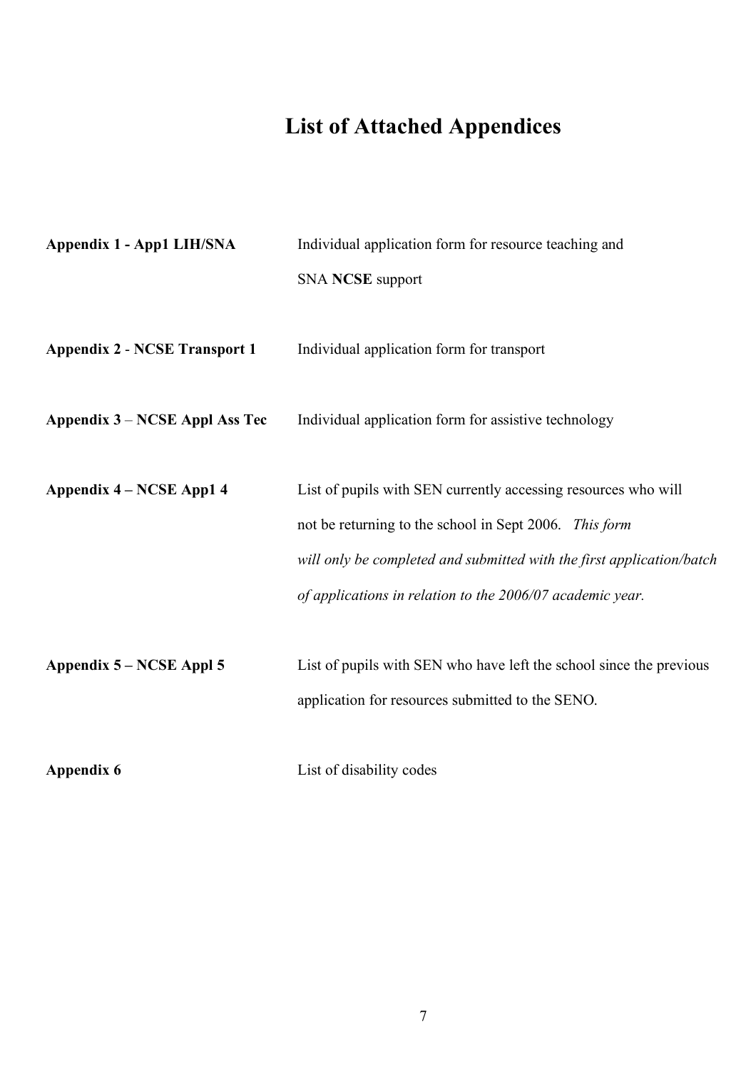# List of Attached Appendices

| | |
|---|---|
| **Appendix 1 - App1 LIH/SNA** | Individual application form for resource teaching and SNA **NCSE** support |
| **Appendix 2** - **NCSE Transport 1** | Individual application form for transport |
| **Appendix 3** – **NCSE Appl Ass Tec** | Individual application form for assistive technology |
| **Appendix 4 – NCSE App1 4** | List of pupils with SEN currently accessing resources who will not be returning to the school in Sept 2006. *This form will only be completed and submitted with the first application/batch of applications in relation to the 2006/07 academic year.* |
| **Appendix 5 – NCSE Appl 5** | List of pupils with SEN who have left the school since the previous application for resources submitted to the SENO. |
| **Appendix 6** | List of disability codes |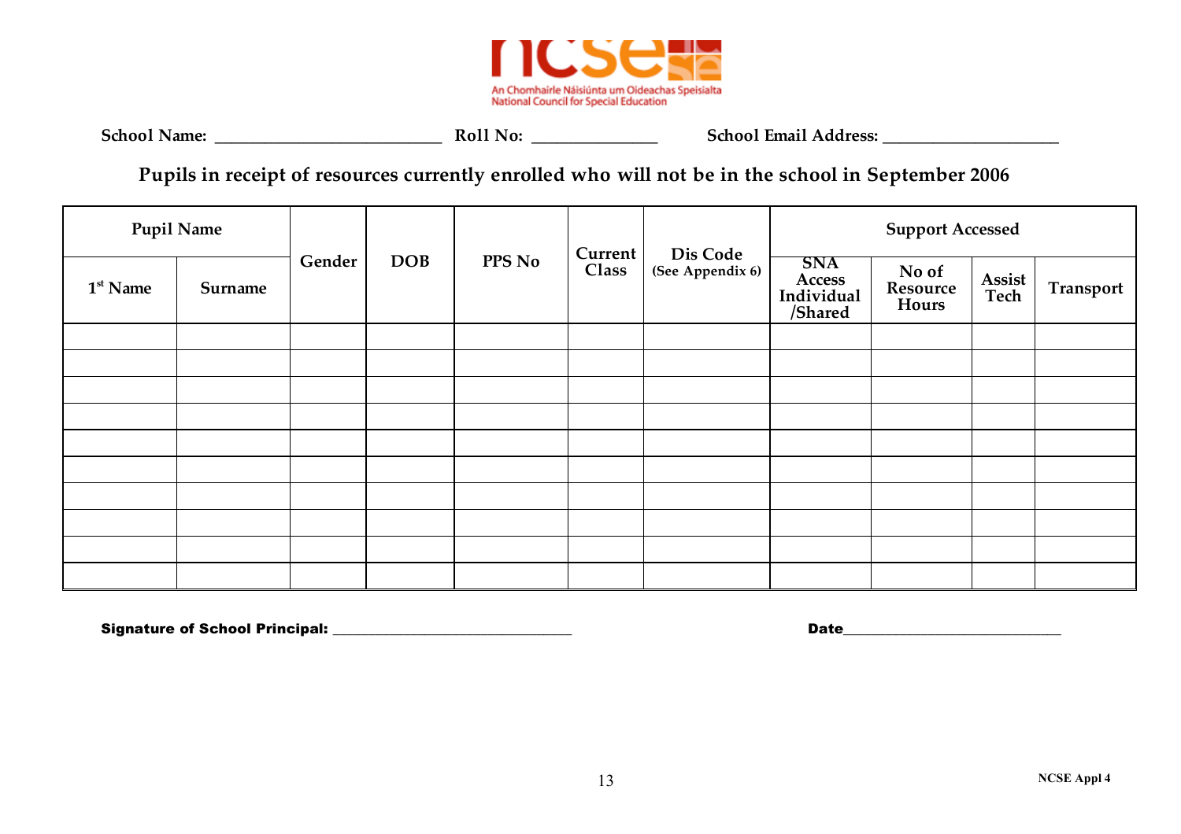An Chomhairle Náisiúnta um Oideachas Speisialta
National Council for Special Education

**School Name:** ___________________________ **Roll No:** _______________ **School Email Address:** ____________________

## Pupils in receipt of resources currently enrolled who will not be in the school in September 2006

| Pupil Name | | Gender | DOB | PPS No | Current Class | Dis Code (See Appendix 6) | Support Accessed | | | |
|---|---|---|---|---|---|---|---|---|---|---|
| 1st Name | Surname | | | | | | SNA Access Individual /Shared | No of Resource Hours | Assist Tech | Transport |
| | | | | | | | | | | |
| | | | | | | | | | | |
| | | | | | | | | | | |
| | | | | | | | | | | |
| | | | | | | | | | | |
| | | | | | | | | | | |
| | | | | | | | | | | |
| | | | | | | | | | | |
| | | | | | | | | | | |
| | | | | | | | | | | |

**Signature of School Principal:** ________________________________ **Date**____________________________

NCSE Appl 4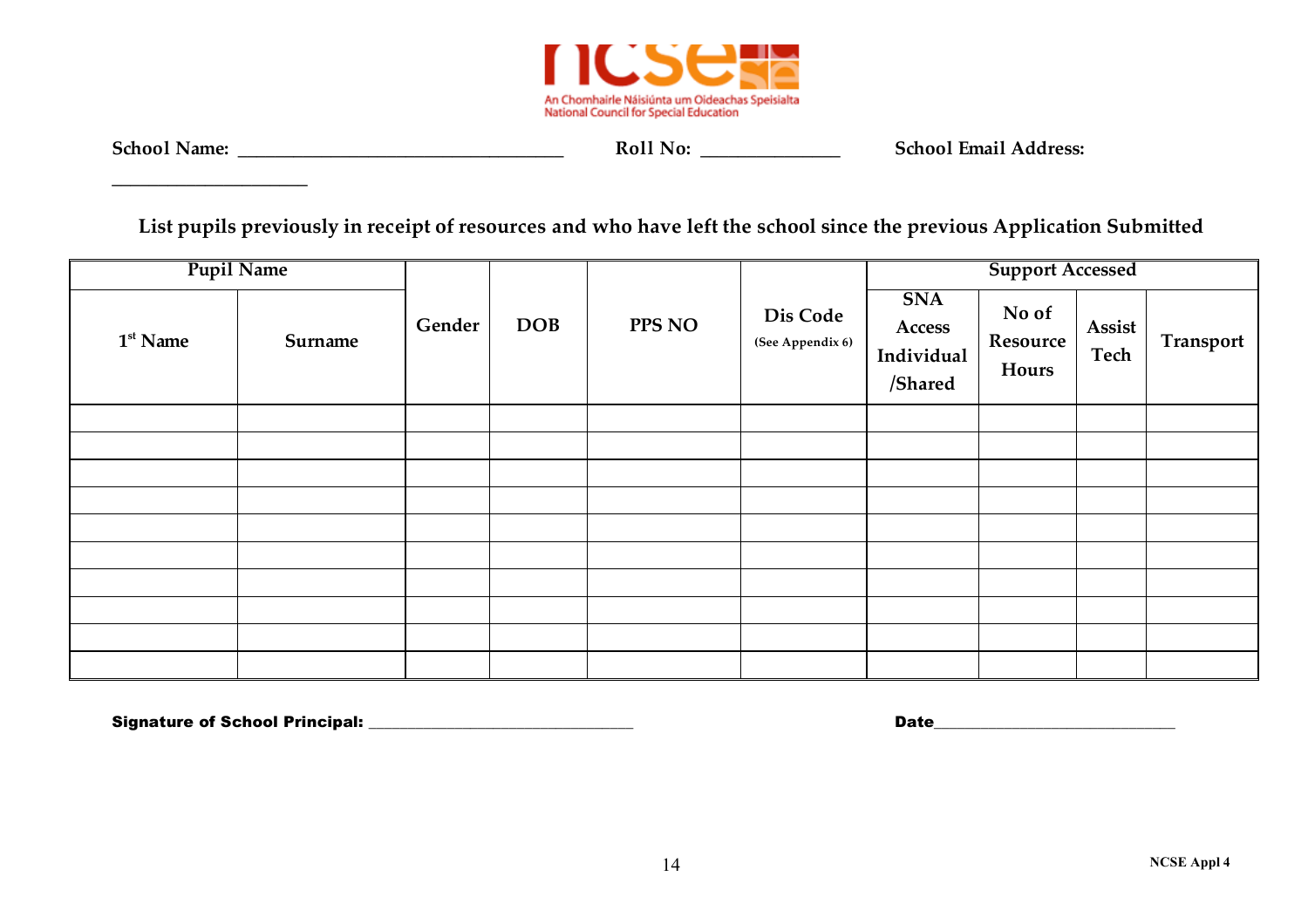An Chomhairle Náisiúnta um Oideachas Speisialta
National Council for Special Education

**School Name:** ________________________________ **Roll No:** _____________ **School Email Address:** ____________________

**List pupils previously in receipt of resources and who have left the school since the previous Application Submitted**

| Pupil Name | | Gender | DOB | PPS NO | Dis Code (See Appendix 6) | Support Accessed | | | |
|---|---|---|---|---|---|---|---|---|---|
| 1st Name | Surname | | | | | SNA Access Individual /Shared | No of Resource Hours | Assist Tech | Transport |
| | | | | | | | | | |
| | | | | | | | | | |
| | | | | | | | | | |
| | | | | | | | | | |
| | | | | | | | | | |
| | | | | | | | | | |
| | | | | | | | | | |
| | | | | | | | | | |
| | | | | | | | | | |
| | | | | | | | | | |

**Signature of School Principal:** ____________________________ **Date**__________________________

NCSE Appl 4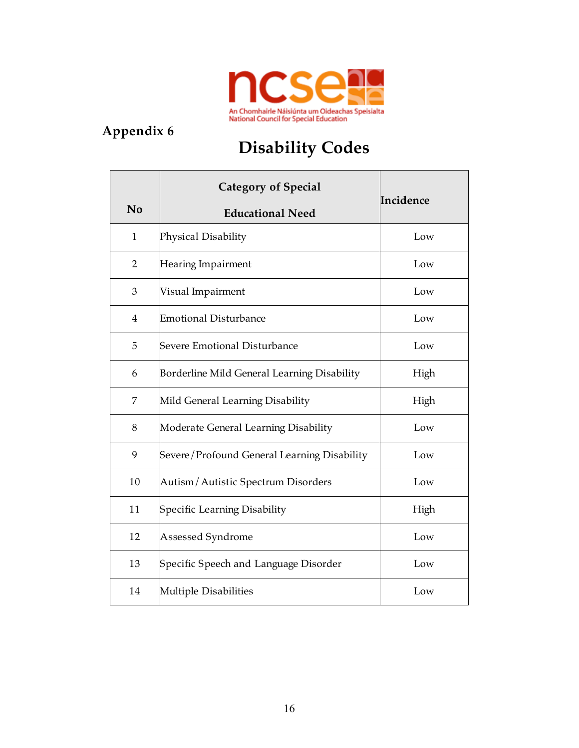ncse

An Chomhairle Náisiúnta um Oideachas Speisialta
National Council for Special Education

**Appendix 6**

# Disability Codes

| No | Category of Special Educational Need | Incidence |
|---|---|---|
| 1 | Physical Disability | Low |
| 2 | Hearing Impairment | Low |
| 3 | Visual Impairment | Low |
| 4 | Emotional Disturbance | Low |
| 5 | Severe Emotional Disturbance | Low |
| 6 | Borderline Mild General Learning Disability | High |
| 7 | Mild General Learning Disability | High |
| 8 | Moderate General Learning Disability | Low |
| 9 | Severe/Profound General Learning Disability | Low |
| 10 | Autism/Autistic Spectrum Disorders | Low |
| 11 | Specific Learning Disability | High |
| 12 | Assessed Syndrome | Low |
| 13 | Specific Speech and Language Disorder | Low |
| 14 | Multiple Disabilities | Low |